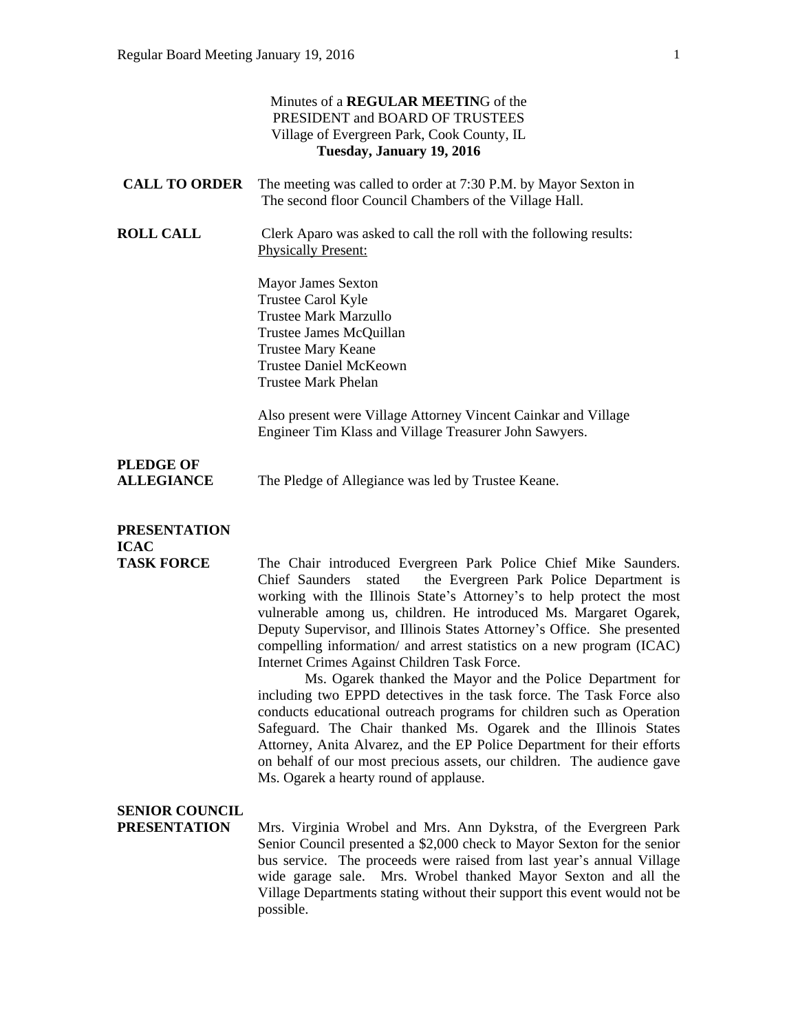Minutes of a **REGULAR MEETIN**G of the
PRESIDENT and BOARD OF TRUSTEES
Village of Evergreen Park, Cook County, IL
**Tuesday, January 19, 2016**

**CALL TO ORDER**

The meeting was called to order at 7:30 P.M. by Mayor Sexton in The second floor Council Chambers of the Village Hall.

**ROLL CALL**

Clerk Aparo was asked to call the roll with the following results:
Physically Present:

Mayor James Sexton
Trustee Carol Kyle
Trustee Mark Marzullo
Trustee James McQuillan
Trustee Mary Keane
Trustee Daniel McKeown
Trustee Mark Phelan

Also present were Village Attorney Vincent Cainkar and Village Engineer Tim Klass and Village Treasurer John Sawyers.

**PLEDGE OF ALLEGIANCE**

The Pledge of Allegiance was led by Trustee Keane.

**PRESENTATION ICAC TASK FORCE**

The Chair introduced Evergreen Park Police Chief Mike Saunders. Chief Saunders stated the Evergreen Park Police Department is working with the Illinois State's Attorney's to help protect the most vulnerable among us, children. He introduced Ms. Margaret Ogarek, Deputy Supervisor, and Illinois States Attorney's Office. She presented compelling information/ and arrest statistics on a new program (ICAC) Internet Crimes Against Children Task Force.

Ms. Ogarek thanked the Mayor and the Police Department for including two EPPD detectives in the task force. The Task Force also conducts educational outreach programs for children such as Operation Safeguard. The Chair thanked Ms. Ogarek and the Illinois States Attorney, Anita Alvarez, and the EP Police Department for their efforts on behalf of our most precious assets, our children. The audience gave Ms. Ogarek a hearty round of applause.

**SENIOR COUNCIL PRESENTATION**

Mrs. Virginia Wrobel and Mrs. Ann Dykstra, of the Evergreen Park Senior Council presented a $2,000 check to Mayor Sexton for the senior bus service. The proceeds were raised from last year's annual Village wide garage sale. Mrs. Wrobel thanked Mayor Sexton and all the Village Departments stating without their support this event would not be possible.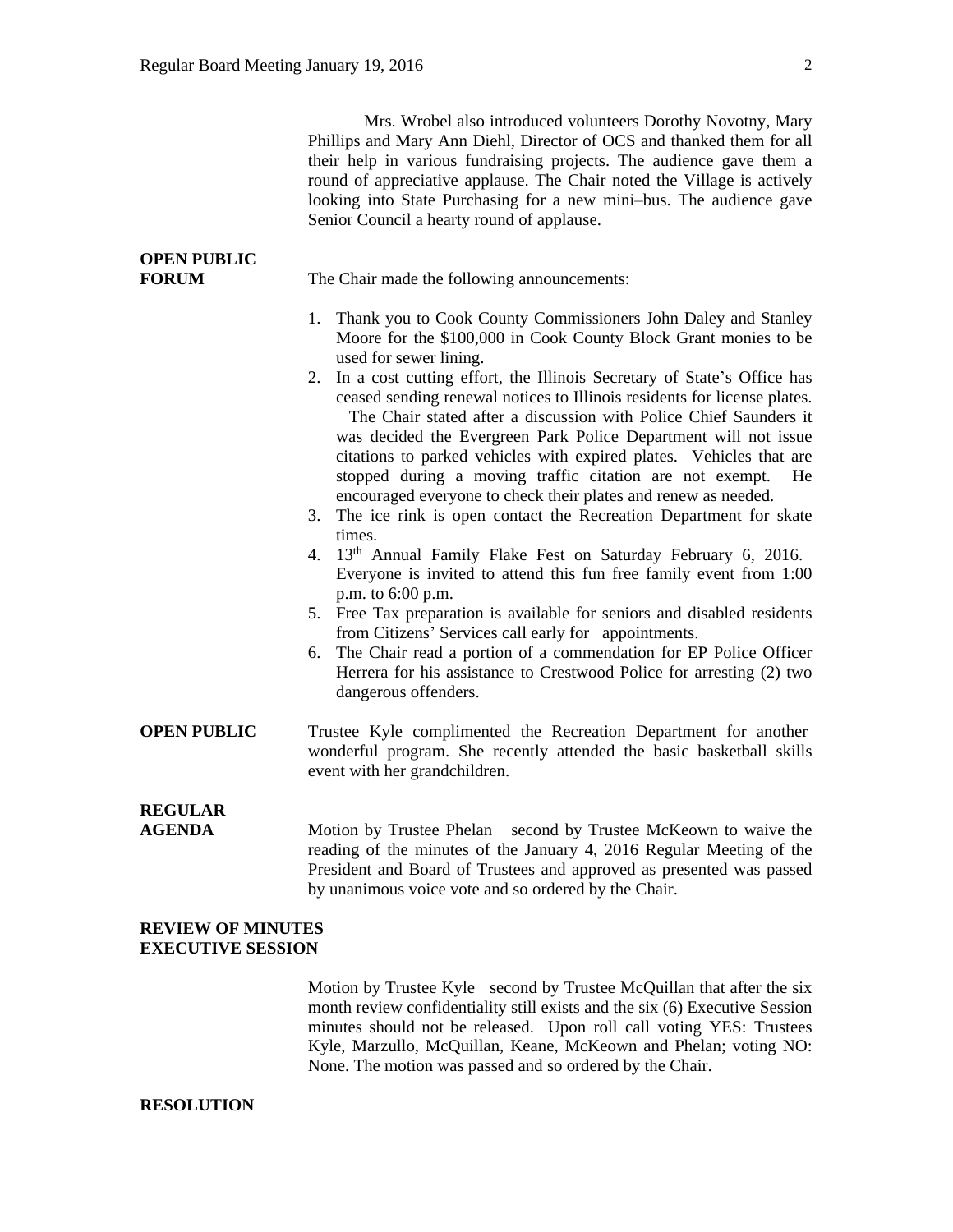Mrs. Wrobel also introduced volunteers Dorothy Novotny, Mary Phillips and Mary Ann Diehl, Director of OCS and thanked them for all their help in various fundraising projects. The audience gave them a round of appreciative applause. The Chair noted the Village is actively looking into State Purchasing for a new mini–bus. The audience gave Senior Council a hearty round of applause.

**OPEN PUBLIC FORUM**

The Chair made the following announcements:

1. Thank you to Cook County Commissioners John Daley and Stanley Moore for the $100,000 in Cook County Block Grant monies to be used for sewer lining.
2. In a cost cutting effort, the Illinois Secretary of State's Office has ceased sending renewal notices to Illinois residents for license plates. The Chair stated after a discussion with Police Chief Saunders it was decided the Evergreen Park Police Department will not issue citations to parked vehicles with expired plates. Vehicles that are stopped during a moving traffic citation are not exempt. He encouraged everyone to check their plates and renew as needed.
3. The ice rink is open contact the Recreation Department for skate times.
4. 13th Annual Family Flake Fest on Saturday February 6, 2016. Everyone is invited to attend this fun free family event from 1:00 p.m. to 6:00 p.m.
5. Free Tax preparation is available for seniors and disabled residents from Citizens' Services call early for appointments.
6. The Chair read a portion of a commendation for EP Police Officer Herrera for his assistance to Crestwood Police for arresting (2) two dangerous offenders.

**OPEN PUBLIC**

Trustee Kyle complimented the Recreation Department for another wonderful program. She recently attended the basic basketball skills event with her grandchildren.

**REGULAR AGENDA**

Motion by Trustee Phelan second by Trustee McKeown to waive the reading of the minutes of the January 4, 2016 Regular Meeting of the President and Board of Trustees and approved as presented was passed by unanimous voice vote and so ordered by the Chair.

**REVIEW OF MINUTES EXECUTIVE SESSION**

Motion by Trustee Kyle second by Trustee McQuillan that after the six month review confidentiality still exists and the six (6) Executive Session minutes should not be released. Upon roll call voting YES: Trustees Kyle, Marzullo, McQuillan, Keane, McKeown and Phelan; voting NO: None. The motion was passed and so ordered by the Chair.

**RESOLUTION**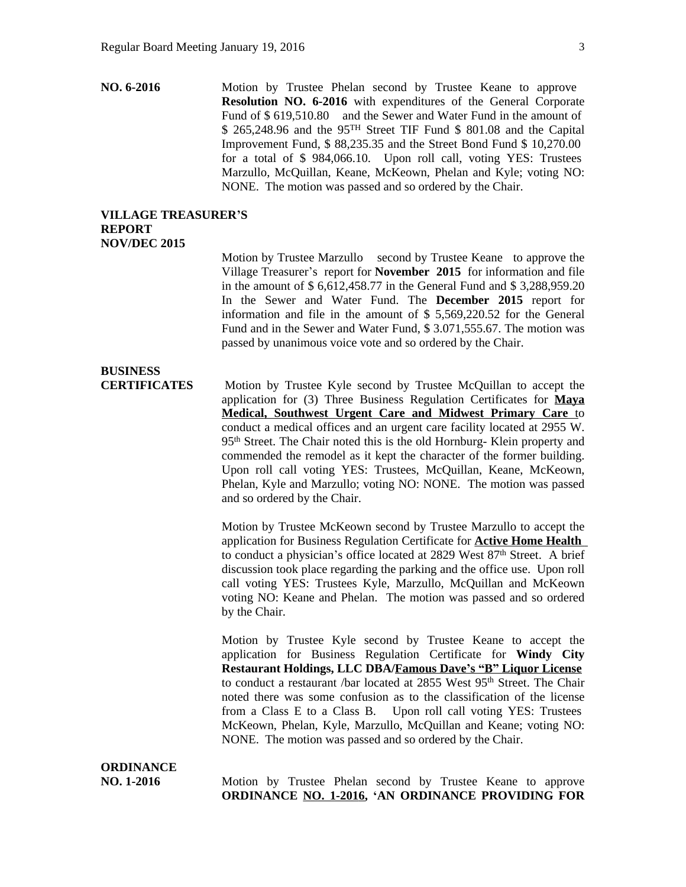**NO. 6-2016**

Motion by Trustee Phelan second by Trustee Keane to approve **Resolution NO. 6-2016** with expenditures of the General Corporate Fund of $ 619,510.80 and the Sewer and Water Fund in the amount of $ 265,248.96 and the 95TH Street TIF Fund $ 801.08 and the Capital Improvement Fund, $ 88,235.35 and the Street Bond Fund $ 10,270.00 for a total of $ 984,066.10. Upon roll call, voting YES: Trustees Marzullo, McQuillan, Keane, McKeown, Phelan and Kyle; voting NO: NONE. The motion was passed and so ordered by the Chair.

**VILLAGE TREASURER'S REPORT NOV/DEC 2015**

Motion by Trustee Marzullo second by Trustee Keane to approve the Village Treasurer's report for **November 2015** for information and file in the amount of $ 6,612,458.77 in the General Fund and $ 3,288,959.20 In the Sewer and Water Fund. The **December 2015** report for information and file in the amount of $ 5,569,220.52 for the General Fund and in the Sewer and Water Fund, $ 3.071,555.67. The motion was passed by unanimous voice vote and so ordered by the Chair.

**BUSINESS CERTIFICATES**

Motion by Trustee Kyle second by Trustee McQuillan to accept the application for (3) Three Business Regulation Certificates for **Maya Medical, Southwest Urgent Care and Midwest Primary Care** to conduct a medical offices and an urgent care facility located at 2955 W. 95th Street. The Chair noted this is the old Hornburg- Klein property and commended the remodel as it kept the character of the former building. Upon roll call voting YES: Trustees, McQuillan, Keane, McKeown, Phelan, Kyle and Marzullo; voting NO: NONE. The motion was passed and so ordered by the Chair.

Motion by Trustee McKeown second by Trustee Marzullo to accept the application for Business Regulation Certificate for **Active Home Health** to conduct a physician's office located at 2829 West 87th Street. A brief discussion took place regarding the parking and the office use. Upon roll call voting YES: Trustees Kyle, Marzullo, McQuillan and McKeown voting NO: Keane and Phelan. The motion was passed and so ordered by the Chair.

Motion by Trustee Kyle second by Trustee Keane to accept the application for Business Regulation Certificate for **Windy City Restaurant Holdings, LLC DBA/Famous Dave's "B" Liquor License** to conduct a restaurant /bar located at 2855 West 95th Street. The Chair noted there was some confusion as to the classification of the license from a Class E to a Class B. Upon roll call voting YES: Trustees McKeown, Phelan, Kyle, Marzullo, McQuillan and Keane; voting NO: NONE. The motion was passed and so ordered by the Chair.

**ORDINANCE NO. 1-2016**

Motion by Trustee Phelan second by Trustee Keane to approve **ORDINANCE NO. 1-2016, 'AN ORDINANCE PROVIDING FOR**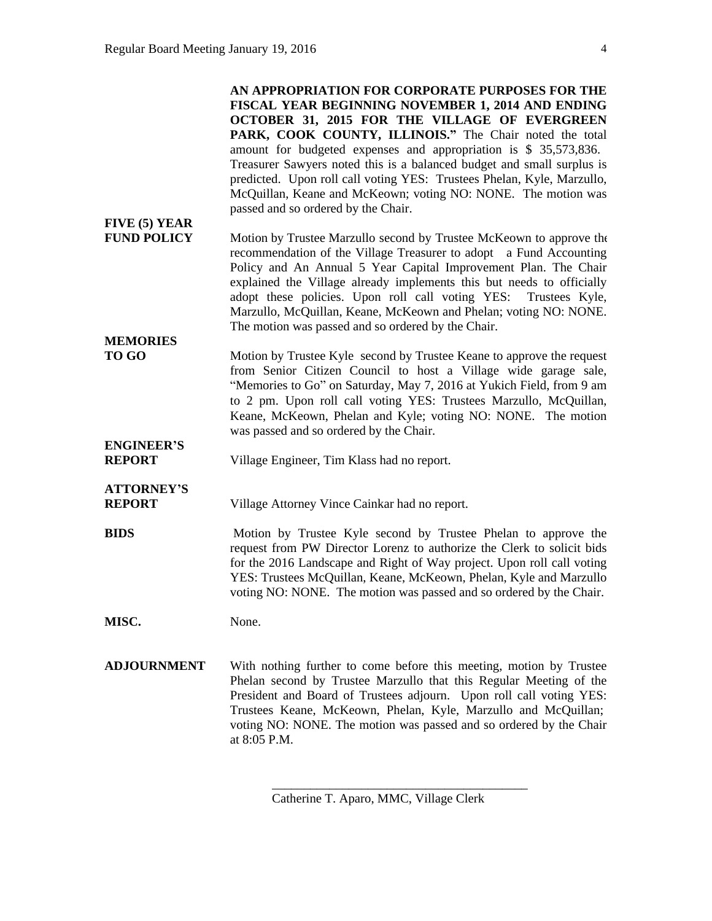**AN APPROPRIATION FOR CORPORATE PURPOSES FOR THE FISCAL YEAR BEGINNING NOVEMBER 1, 2014 AND ENDING OCTOBER 31, 2015 FOR THE VILLAGE OF EVERGREEN PARK, COOK COUNTY, ILLINOIS."** The Chair noted the total amount for budgeted expenses and appropriation is $ 35,573,836. Treasurer Sawyers noted this is a balanced budget and small surplus is predicted. Upon roll call voting YES: Trustees Phelan, Kyle, Marzullo, McQuillan, Keane and McKeown; voting NO: NONE. The motion was passed and so ordered by the Chair.

**FIVE (5) YEAR FUND POLICY**

Motion by Trustee Marzullo second by Trustee McKeown to approve the recommendation of the Village Treasurer to adopt a Fund Accounting Policy and An Annual 5 Year Capital Improvement Plan. The Chair explained the Village already implements this but needs to officially adopt these policies. Upon roll call voting YES: Trustees Kyle, Marzullo, McQuillan, Keane, McKeown and Phelan; voting NO: NONE. The motion was passed and so ordered by the Chair.

**MEMORIES TO GO**

Motion by Trustee Kyle second by Trustee Keane to approve the request from Senior Citizen Council to host a Village wide garage sale, "Memories to Go" on Saturday, May 7, 2016 at Yukich Field, from 9 am to 2 pm. Upon roll call voting YES: Trustees Marzullo, McQuillan, Keane, McKeown, Phelan and Kyle; voting NO: NONE. The motion was passed and so ordered by the Chair.

**ENGINEER'S REPORT**

Village Engineer, Tim Klass had no report.

**ATTORNEY'S REPORT**

Village Attorney Vince Cainkar had no report.

**BIDS**

Motion by Trustee Kyle second by Trustee Phelan to approve the request from PW Director Lorenz to authorize the Clerk to solicit bids for the 2016 Landscape and Right of Way project. Upon roll call voting YES: Trustees McQuillan, Keane, McKeown, Phelan, Kyle and Marzullo voting NO: NONE. The motion was passed and so ordered by the Chair.

**MISC.**

None.

**ADJOURNMENT**

With nothing further to come before this meeting, motion by Trustee Phelan second by Trustee Marzullo that this Regular Meeting of the President and Board of Trustees adjourn. Upon roll call voting YES: Trustees Keane, McKeown, Phelan, Kyle, Marzullo and McQuillan; voting NO: NONE. The motion was passed and so ordered by the Chair at 8:05 P.M.

\_\_\_\_\_\_\_\_\_\_\_\_\_\_\_\_\_\_\_\_\_\_\_\_\_\_\_\_\_\_\_\_\_\_\_\_\_\_\_\_

Catherine T. Aparo, MMC, Village Clerk